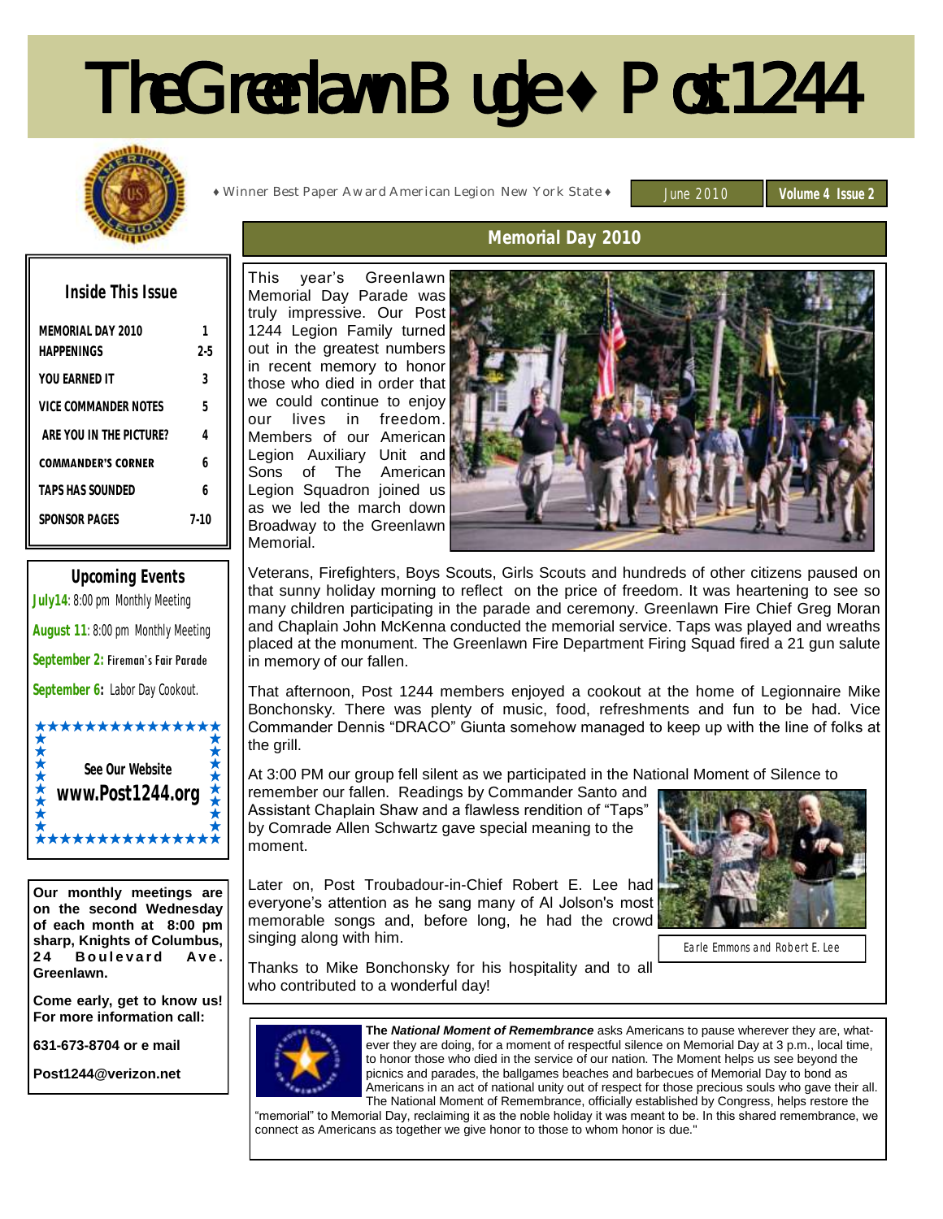# The Greenlawn Bugle ♦ Post 1244

♦ Winner Best Paper Award American Legion New York State ♦

June 2010 | **Volume 4 Issue 2**

## Inside This Issue

| | |
|---|---|
| MEMORIAL DAY 2010 | 1 |
| HAPPENINGS | 2-5 |
| YOU EARNED IT | 3 |
| VICE COMMANDER NOTES | 5 |
| ARE YOU IN THE PICTURE? | 4 |
| COMMANDER'S CORNER | 6 |
| TAPS HAS SOUNDED | 6 |
| SPONSOR PAGES | 7-10 |

## Upcoming Events

**July14**: 8:00 pm Monthly Meeting

**August 11**: 8:00 pm Monthly Meeting

**September 2:** Fireman's Fair Parade

**September 6:** Labor Day Cookout.

**See Our Website**
**www.Post1244.org**

**Our monthly meetings are on the second Wednesday of each month at 8:00 pm sharp, Knights of Columbus, 24 Boulevard Ave. Greenlawn.**

**Come early, get to know us! For more information call:**

**631-673-8704 or e mail**

**Post1244@verizon.net**

## Memorial Day 2010

This year's Greenlawn Memorial Day Parade was truly impressive. Our Post 1244 Legion Family turned out in the greatest numbers in recent memory to honor those who died in order that we could continue to enjoy our lives in freedom. Members of our American Legion Auxiliary Unit and Sons of The American Legion Squadron joined us as we led the march down Broadway to the Greenlawn Memorial.

Veterans, Firefighters, Boys Scouts, Girls Scouts and hundreds of other citizens paused on that sunny holiday morning to reflect on the price of freedom. It was heartening to see so many children participating in the parade and ceremony. Greenlawn Fire Chief Greg Moran and Chaplain John McKenna conducted the memorial service. Taps was played and wreaths placed at the monument. The Greenlawn Fire Department Firing Squad fired a 21 gun salute in memory of our fallen.

That afternoon, Post 1244 members enjoyed a cookout at the home of Legionnaire Mike Bonchonsky. There was plenty of music, food, refreshments and fun to be had. Vice Commander Dennis "DRACO" Giunta somehow managed to keep up with the line of folks at the grill.

At 3:00 PM our group fell silent as we participated in the National Moment of Silence to remember our fallen. Readings by Commander Santo and Assistant Chaplain Shaw and a flawless rendition of "Taps" by Comrade Allen Schwartz gave special meaning to the moment.

Later on, Post Troubadour-in-Chief Robert E. Lee had everyone's attention as he sang many of Al Jolson's most memorable songs and, before long, he had the crowd singing along with him.

Earle Emmons and Robert E. Lee

Thanks to Mike Bonchonsky for his hospitality and to all who contributed to a wonderful day!

**The *National Moment of Remembrance*** asks Americans to pause wherever they are, whatever they are doing, for a moment of respectful silence on Memorial Day at 3 p.m., local time, to honor those who died in the service of our nation. The Moment helps us see beyond the picnics and parades, the ballgames beaches and barbecues of Memorial Day to bond as Americans in an act of national unity out of respect for those precious souls who gave their all. The National Moment of Remembrance, officially established by Congress, helps restore the "memorial" to Memorial Day, reclaiming it as the noble holiday it was meant to be. In this shared remembrance, we connect as Americans as together we give honor to those to whom honor is due."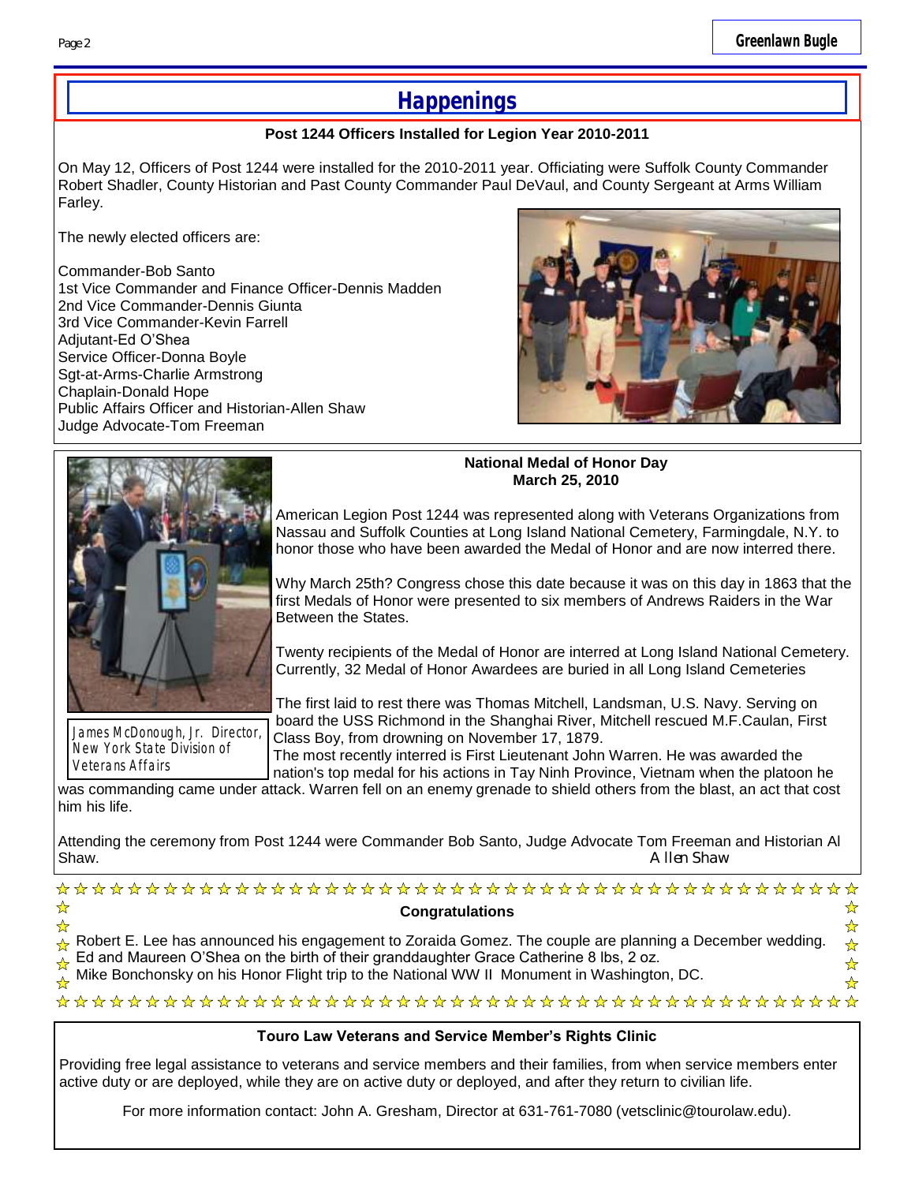## Happenings

**Post 1244 Officers Installed for Legion Year 2010-2011**

On May 12, Officers of Post 1244 were installed for the 2010-2011 year. Officiating were Suffolk County Commander Robert Shadler, County Historian and Past County Commander Paul DeVaul, and County Sergeant at Arms William Farley.

The newly elected officers are:

Commander-Bob Santo
1st Vice Commander and Finance Officer-Dennis Madden
2nd Vice Commander-Dennis Giunta
3rd Vice Commander-Kevin Farrell
Adjutant-Ed O'Shea
Service Officer-Donna Boyle
Sgt-at-Arms-Charlie Armstrong
Chaplain-Donald Hope
Public Affairs Officer and Historian-Allen Shaw
Judge Advocate-Tom Freeman

**National Medal of Honor Day**
**March 25, 2010**

James McDonough, Jr. Director, New York State Division of Veterans Affairs

American Legion Post 1244 was represented along with Veterans Organizations from Nassau and Suffolk Counties at Long Island National Cemetery, Farmingdale, N.Y. to honor those who have been awarded the Medal of Honor and are now interred there.

Why March 25th? Congress chose this date because it was on this day in 1863 that the first Medals of Honor were presented to six members of Andrews Raiders in the War Between the States.

Twenty recipients of the Medal of Honor are interred at Long Island National Cemetery. Currently, 32 Medal of Honor Awardees are buried in all Long Island Cemeteries

The first laid to rest there was Thomas Mitchell, Landsman, U.S. Navy. Serving on board the USS Richmond in the Shanghai River, Mitchell rescued M.F.Caulan, First Class Boy, from drowning on November 17, 1879.
The most recently interred is First Lieutenant John Warren. He was awarded the nation's top medal for his actions in Tay Ninh Province, Vietnam when the platoon he was commanding came under attack. Warren fell on an enemy grenade to shield others from the blast, an act that cost him his life.

Attending the ceremony from Post 1244 were Commander Bob Santo, Judge Advocate Tom Freeman and Historian Al Shaw.

*Allen Shaw*

**Congratulations**

Robert E. Lee has announced his engagement to Zoraida Gomez. The couple are planning a December wedding.
Ed and Maureen O'Shea on the birth of their granddaughter Grace Catherine 8 lbs, 2 oz.
Mike Bonchonsky on his Honor Flight trip to the National WW II Monument in Washington, DC.

**Touro Law Veterans and Service Member's Rights Clinic**

Providing free legal assistance to veterans and service members and their families, from when service members enter active duty or are deployed, while they are on active duty or deployed, and after they return to civilian life.

For more information contact: John A. Gresham, Director at 631-761-7080 (vetsclinic@tourolaw.edu).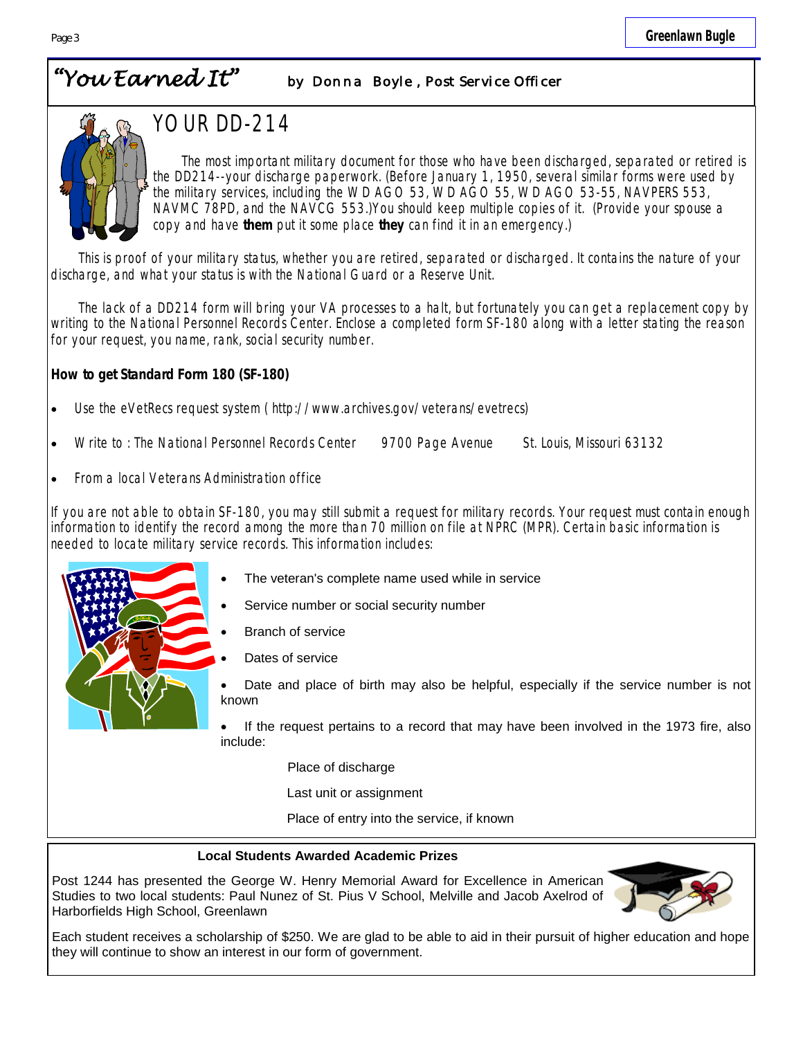## *"You Earned It"* by Donna Boyle, Post Service Officer

### YOUR DD-214

The most important military document for those who have been discharged, separated or retired is the DD214--your discharge paperwork. (Before January 1, 1950, several similar forms were used by the military services, including the WD AGO 53, WD AGO 55, WD AGO 53-55, NAVPERS 553, NAVMC 78PD, and the NAVCG 553.)You should keep multiple copies of it. (Provide your spouse a copy and have **them** put it some place **they** can find it in an emergency.)

This is proof of your military status, whether you are retired, separated or discharged. It contains the nature of your discharge, and what your status is with the National Guard or a Reserve Unit.

The lack of a DD214 form will bring your VA processes to a halt, but fortunately you can get a replacement copy by writing to the National Personnel Records Center. Enclose a completed form SF-180 along with a letter stating the reason for your request, you name, rank, social security number.

**How to get Standard Form 180 (SF-180)**

- Use the eVetRecs request system (http://www.archives.gov/veterans/evetrecs)
- Write to : The National Personnel Records Center 9700 Page Avenue St. Louis, Missouri 63132
- From a local Veterans Administration office

If you are not able to obtain SF-180, you may still submit a request for military records. Your request must contain enough information to identify the record among the more than 70 million on file at NPRC (MPR). Certain basic information is needed to locate military service records. This information includes:

- The veteran's complete name used while in service
- Service number or social security number
- Branch of service
- Dates of service
- Date and place of birth may also be helpful, especially if the service number is not known
- If the request pertains to a record that may have been involved in the 1973 fire, also include:

  Place of discharge

  Last unit or assignment

  Place of entry into the service, if known

---

### Local Students Awarded Academic Prizes

Post 1244 has presented the George W. Henry Memorial Award for Excellence in American Studies to two local students: Paul Nunez of St. Pius V School, Melville and Jacob Axelrod of Harborfields High School, Greenlawn

Each student receives a scholarship of $250. We are glad to be able to aid in their pursuit of higher education and hope they will continue to show an interest in our form of government.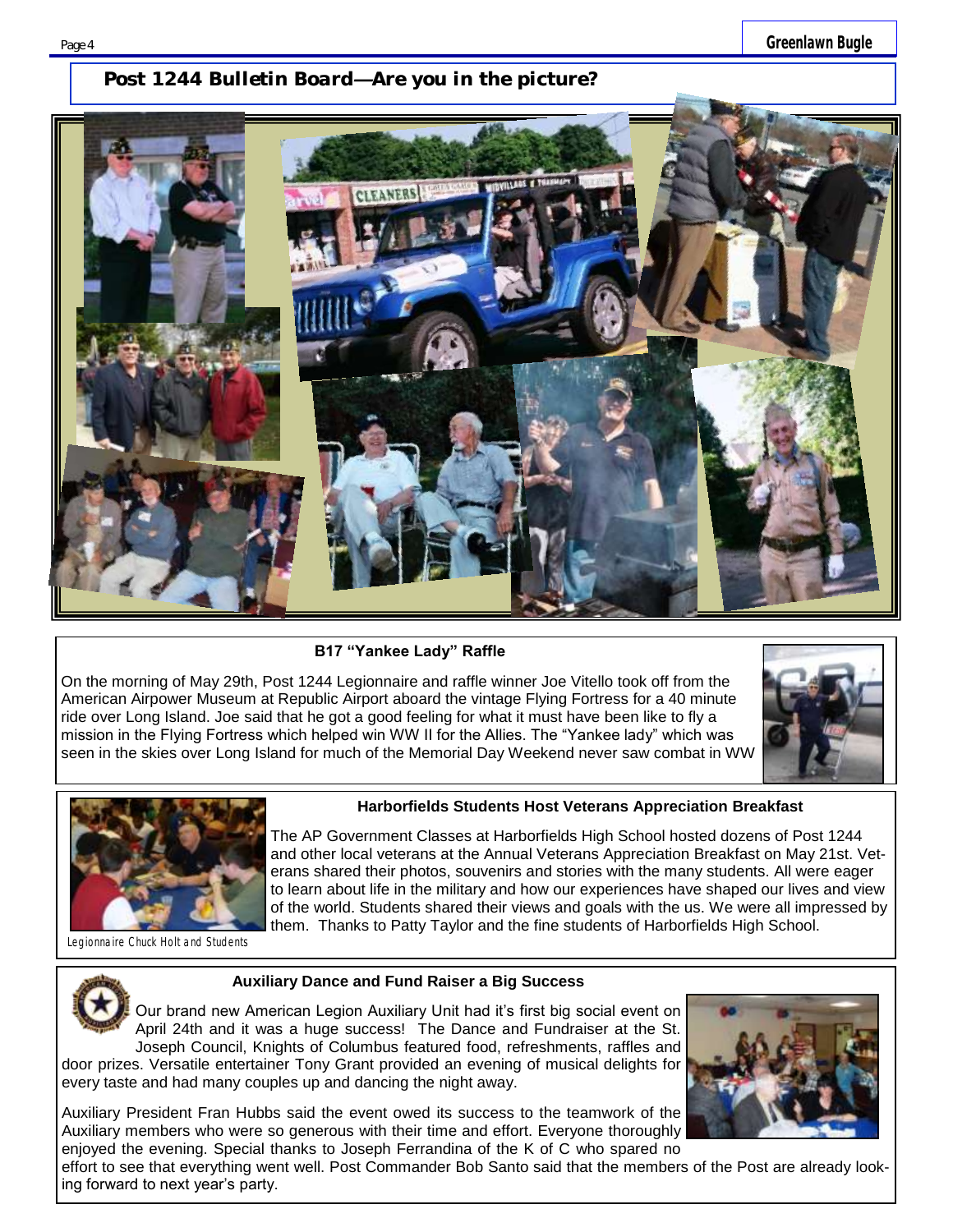## Post 1244 Bulletin Board—Are you in the picture?

### B17 "Yankee Lady" Raffle

On the morning of May 29th, Post 1244 Legionnaire and raffle winner Joe Vitello took off from the American Airpower Museum at Republic Airport aboard the vintage Flying Fortress for a 40 minute ride over Long Island. Joe said that he got a good feeling for what it must have been like to fly a mission in the Flying Fortress which helped win WW II for the Allies. The "Yankee lady" which was seen in the skies over Long Island for much of the Memorial Day Weekend never saw combat in WW

### Harborfields Students Host Veterans Appreciation Breakfast

The AP Government Classes at Harborfields High School hosted dozens of Post 1244 and other local veterans at the Annual Veterans Appreciation Breakfast on May 21st. Veterans shared their photos, souvenirs and stories with the many students. All were eager to learn about life in the military and how our experiences have shaped our lives and view of the world. Students shared their views and goals with the us. We were all impressed by them. Thanks to Patty Taylor and the fine students of Harborfields High School.

Legionnaire Chuck Holt and Students

### Auxiliary Dance and Fund Raiser a Big Success

Our brand new American Legion Auxiliary Unit had it's first big social event on April 24th and it was a huge success! The Dance and Fundraiser at the St. Joseph Council, Knights of Columbus featured food, refreshments, raffles and door prizes. Versatile entertainer Tony Grant provided an evening of musical delights for every taste and had many couples up and dancing the night away.

Auxiliary President Fran Hubbs said the event owed its success to the teamwork of the Auxiliary members who were so generous with their time and effort. Everyone thoroughly enjoyed the evening. Special thanks to Joseph Ferrandina of the K of C who spared no effort to see that everything went well. Post Commander Bob Santo said that the members of the Post are already looking forward to next year's party.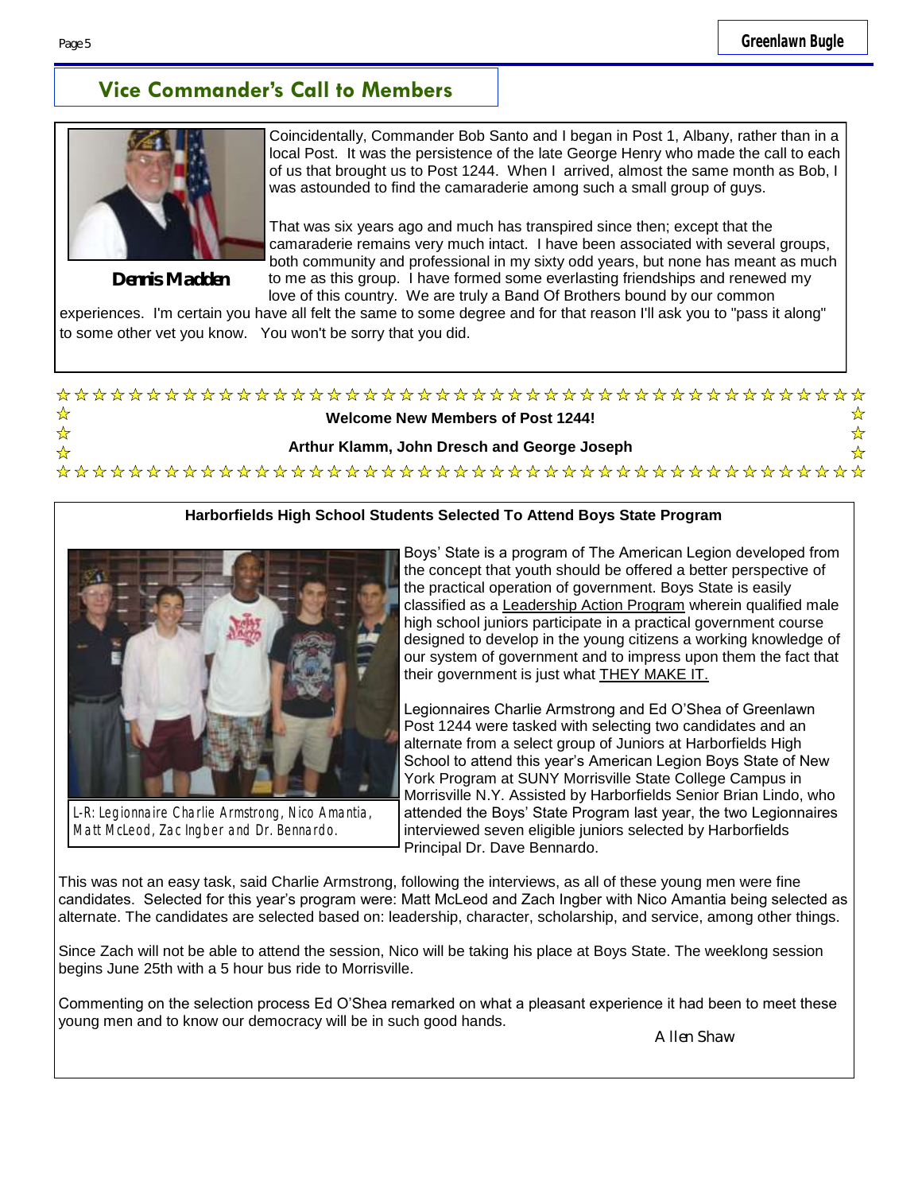## Vice Commander's Call to Members

**Dennis Madden**

Coincidentally, Commander Bob Santo and I began in Post 1, Albany, rather than in a local Post. It was the persistence of the late George Henry who made the call to each of us that brought us to Post 1244. When I arrived, almost the same month as Bob, I was astounded to find the camaraderie among such a small group of guys.

That was six years ago and much has transpired since then; except that the camaraderie remains very much intact. I have been associated with several groups, both community and professional in my sixty odd years, but none has meant as much to me as this group. I have formed some everlasting friendships and renewed my love of this country. We are truly a Band Of Brothers bound by our common experiences. I'm certain you have all felt the same to some degree and for that reason I'll ask you to "pass it along" to some other vet you know. You won't be sorry that you did.

**Welcome New Members of Post 1244!**

**Arthur Klamm, John Dresch and George Joseph**

### Harborfields High School Students Selected To Attend Boys State Program

L-R: Legionnaire Charlie Armstrong, Nico Amantia, Matt McLeod, Zac Ingber and Dr. Bennardo.

Boys' State is a program of The American Legion developed from the concept that youth should be offered a better perspective of the practical operation of government. Boys State is easily classified as a Leadership Action Program wherein qualified male high school juniors participate in a practical government course designed to develop in the young citizens a working knowledge of our system of government and to impress upon them the fact that their government is just what THEY MAKE IT.

Legionnaires Charlie Armstrong and Ed O'Shea of Greenlawn Post 1244 were tasked with selecting two candidates and an alternate from a select group of Juniors at Harborfields High School to attend this year's American Legion Boys State of New York Program at SUNY Morrisville State College Campus in Morrisville N.Y. Assisted by Harborfields Senior Brian Lindo, who attended the Boys' State Program last year, the two Legionnaires interviewed seven eligible juniors selected by Harborfields Principal Dr. Dave Bennardo.

This was not an easy task, said Charlie Armstrong, following the interviews, as all of these young men were fine candidates. Selected for this year's program were: Matt McLeod and Zach Ingber with Nico Amantia being selected as alternate. The candidates are selected based on: leadership, character, scholarship, and service, among other things.

Since Zach will not be able to attend the session, Nico will be taking his place at Boys State. The weeklong session begins June 25th with a 5 hour bus ride to Morrisville.

Commenting on the selection process Ed O'Shea remarked on what a pleasant experience it had been to meet these young men and to know our democracy will be in such good hands.

Allen Shaw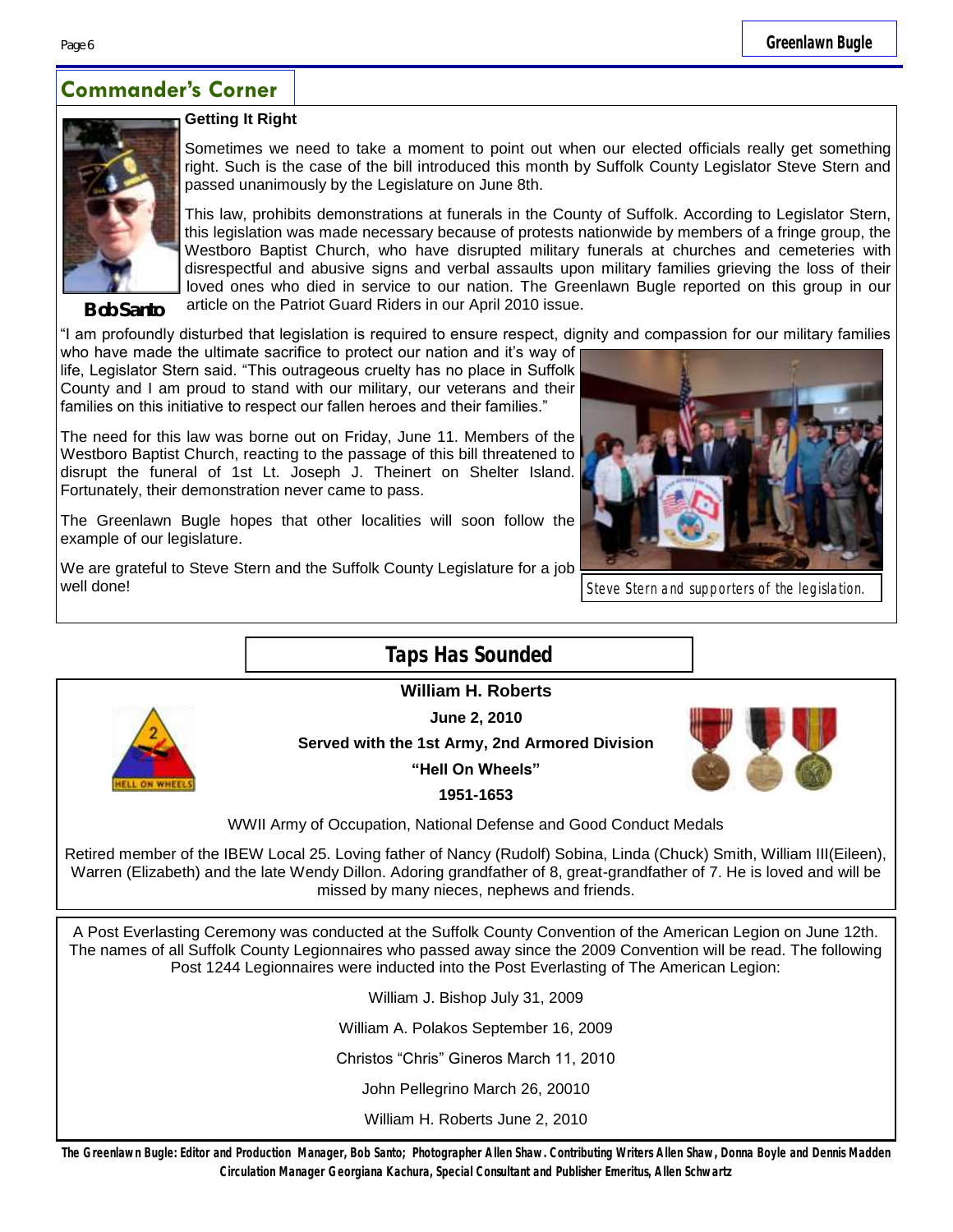## Commander's Corner

**Bob Santo**

### Getting It Right

Sometimes we need to take a moment to point out when our elected officials really get something right. Such is the case of the bill introduced this month by Suffolk County Legislator Steve Stern and passed unanimously by the Legislature on June 8th.

This law, prohibits demonstrations at funerals in the County of Suffolk. According to Legislator Stern, this legislation was made necessary because of protests nationwide by members of a fringe group, the Westboro Baptist Church, who have disrupted military funerals at churches and cemeteries with disrespectful and abusive signs and verbal assaults upon military families grieving the loss of their loved ones who died in service to our nation. The Greenlawn Bugle reported on this group in our article on the Patriot Guard Riders in our April 2010 issue.

"I am profoundly disturbed that legislation is required to ensure respect, dignity and compassion for our military families who have made the ultimate sacrifice to protect our nation and it's way of life, Legislator Stern said. "This outrageous cruelty has no place in Suffolk County and I am proud to stand with our military, our veterans and their families on this initiative to respect our fallen heroes and their families."

The need for this law was borne out on Friday, June 11. Members of the Westboro Baptist Church, reacting to the passage of this bill threatened to disrupt the funeral of 1st Lt. Joseph J. Theinert on Shelter Island. Fortunately, their demonstration never came to pass.

The Greenlawn Bugle hopes that other localities will soon follow the example of our legislature.

We are grateful to Steve Stern and the Suffolk County Legislature for a job well done!

Steve Stern and supporters of the legislation.

## Taps Has Sounded

**William H. Roberts**

**June 2, 2010**

**Served with the 1st Army, 2nd Armored Division**

**"Hell On Wheels"**

**1951-1653**

WWII Army of Occupation, National Defense and Good Conduct Medals

Retired member of the IBEW Local 25. Loving father of Nancy (Rudolf) Sobina, Linda (Chuck) Smith, William III(Eileen), Warren (Elizabeth) and the late Wendy Dillon. Adoring grandfather of 8, great-grandfather of 7. He is loved and will be missed by many nieces, nephews and friends.

A Post Everlasting Ceremony was conducted at the Suffolk County Convention of the American Legion on June 12th. The names of all Suffolk County Legionnaires who passed away since the 2009 Convention will be read. The following Post 1244 Legionnaires were inducted into the Post Everlasting of The American Legion:

William J. Bishop July 31, 2009

William A. Polakos September 16, 2009

Christos "Chris" Gineros March 11, 2010

John Pellegrino March 26, 20010

William H. Roberts June 2, 2010

**The Greenlawn Bugle: Editor and Production Manager, Bob Santo; Photographer Allen Shaw. Contributing Writers Allen Shaw, Donna Boyle and Dennis Madden Circulation Manager Georgiana Kachura, Special Consultant and Publisher Emeritus, Allen Schwartz**